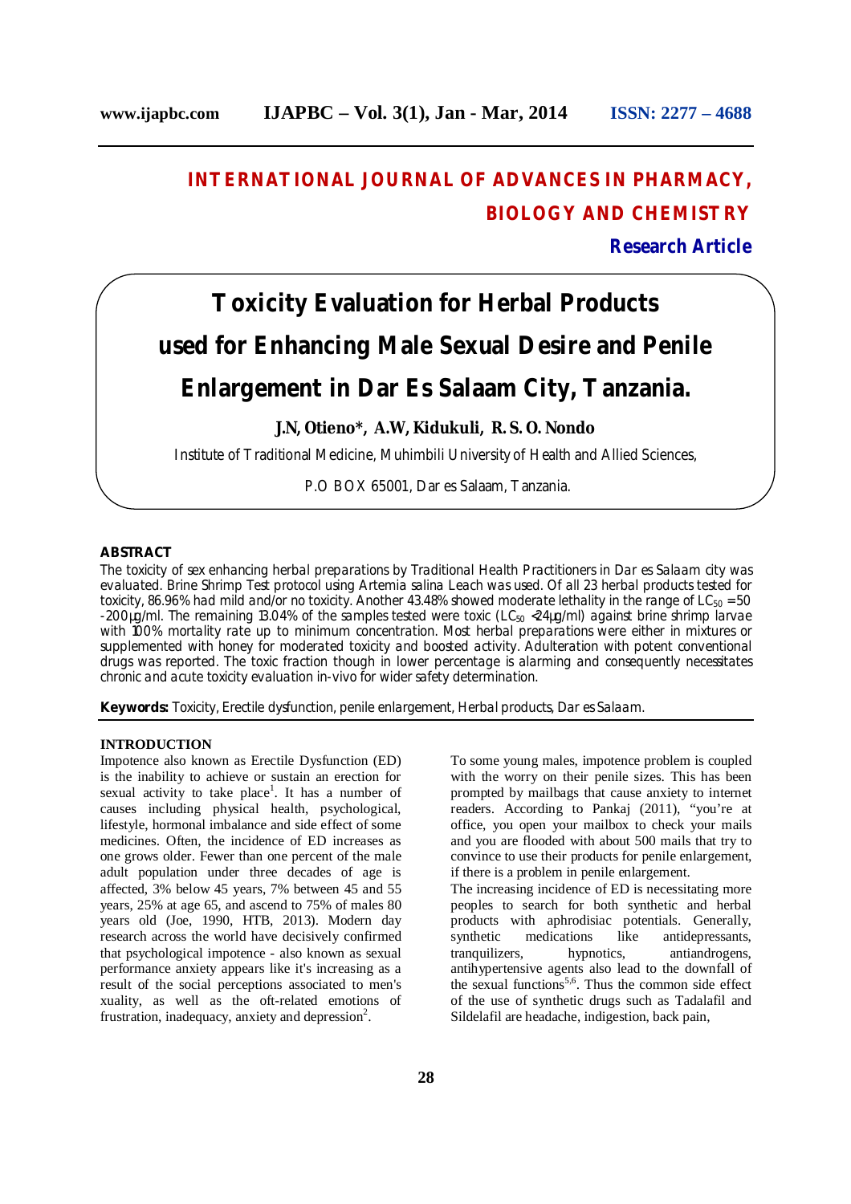# INTERNATIONAL JOURNAL OF ADVANCES IN PHARMACY, BIOLOGY AND CHEMISTRY

**Research Article**

# Toxicity Evaluation for Herbal Products used for Enhancing Male Sexual Desire and Penile Enlargement in Dar Es Salaam City, Tanzania.

**J.N, Otieno*, A.W, Kidukuli, R. S. O. Nondo**

Institute of Traditional Medicine, Muhimbili University of Health and Allied Sciences,

P.O BOX 65001, Dar es Salaam, Tanzania.

## ABSTRACT

The toxicity of sex enhancing herbal preparations by Traditional Health Practitioners in Dar es Salaam city was evaluated. Brine Shrimp Test protocol using *Artemia salina* Leach was used. Of all 23 herbal products tested for toxicity, 86.96% had mild and/or no toxicity. Another 43.48% showed moderate lethality in the range of $LC_{50}$ = 50 -200μg/ml. The remaining 13.04% of the samples tested were toxic ($LC_{50}$ <24μg/ml) against brine shrimp larvae with 100% mortality rate up to minimum concentration. Most herbal preparations were either in mixtures or supplemented with honey for moderated toxicity and boosted activity. Adulteration with potent conventional drugs was reported. The toxic fraction though in lower percentage is alarming and consequently necessitates chronic and acute toxicity evaluation in-vivo for wider safety determination.

**Keywords:** Toxicity, Erectile dysfunction, penile enlargement, Herbal products, Dar es Salaam.

## INTRODUCTION

Impotence also known as Erectile Dysfunction (ED) is the inability to achieve or sustain an erection for sexual activity to take place[1]. It has a number of causes including physical health, psychological, lifestyle, hormonal imbalance and side effect of some medicines. Often, the incidence of ED increases as one grows older. Fewer than one percent of the male adult population under three decades of age is affected, 3% below 45 years, 7% between 45 and 55 years, 25% at age 65, and ascend to 75% of males 80 years old (Joe, 1990, HTB, 2013). Modern day research across the world have decisively confirmed that psychological impotence - also known as sexual performance anxiety appears like it's increasing as a result of the social perceptions associated to men's xuality, as well as the oft-related emotions of frustration, inadequacy, anxiety and depression[2].

To some young males, impotence problem is coupled with the worry on their penile sizes. This has been prompted by mailbags that cause anxiety to internet readers. According to Pankaj (2011), "you're at office, you open your mailbox to check your mails and you are flooded with about 500 mails that try to convince to use their products for penile enlargement, if there is a problem in penile enlargement.

The increasing incidence of ED is necessitating more peoples to search for both synthetic and herbal products with aphrodisiac potentials. Generally, synthetic medications like antidepressants, tranquilizers, hypnotics, antiandrogens, antihypertensive agents also lead to the downfall of the sexual functions[5,6]. Thus the common side effect of the use of synthetic drugs such as Tadalafil and Sildelafil are headache, indigestion, back pain,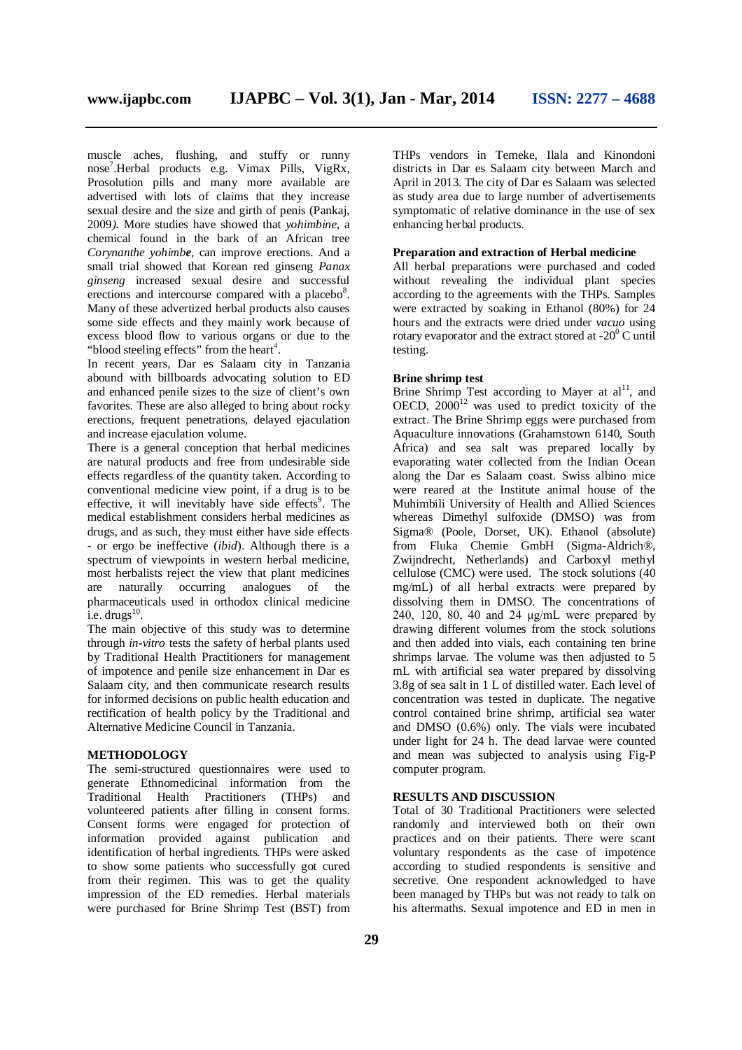muscle aches, flushing, and stuffy or runny nose[7].Herbal products e.g. Vimax Pills, VigRx, Prosolution pills and many more available are advertised with lots of claims that they increase sexual desire and the size and girth of penis (Pankaj, 2009). More studies have showed that *yohimbine*, a chemical found in the bark of an African tree *Corynanthe yohimbe*, can improve erections. And a small trial showed that Korean red ginseng *Panax ginseng* increased sexual desire and successful erections and intercourse compared with a placebo[8]. Many of these advertized herbal products also causes some side effects and they mainly work because of excess blood flow to various organs or due to the "blood steeling effects" from the heart[4].

In recent years, Dar es Salaam city in Tanzania abound with billboards advocating solution to ED and enhanced penile sizes to the size of client's own favorites. These are also alleged to bring about rocky erections, frequent penetrations, delayed ejaculation and increase ejaculation volume.

There is a general conception that herbal medicines are natural products and free from undesirable side effects regardless of the quantity taken. According to conventional medicine view point, if a drug is to be effective, it will inevitably have side effects[9]. The medical establishment considers herbal medicines as drugs, and as such, they must either have side effects - or ergo be ineffective (*ibid*). Although there is a spectrum of viewpoints in western herbal medicine, most herbalists reject the view that plant medicines are naturally occurring analogues of the pharmaceuticals used in orthodox clinical medicine i.e. drugs[10].

The main objective of this study was to determine through *in-vitro* tests the safety of herbal plants used by Traditional Health Practitioners for management of impotence and penile size enhancement in Dar es Salaam city, and then communicate research results for informed decisions on public health education and rectification of health policy by the Traditional and Alternative Medicine Council in Tanzania.

## METHODOLOGY

The semi-structured questionnaires were used to generate Ethnomedicinal information from the Traditional Health Practitioners (THPs) and volunteered patients after filling in consent forms. Consent forms were engaged for protection of information provided against publication and identification of herbal ingredients. THPs were asked to show some patients who successfully got cured from their regimen. This was to get the quality impression of the ED remedies. Herbal materials were purchased for Brine Shrimp Test (BST) from THPs vendors in Temeke, Ilala and Kinondoni districts in Dar es Salaam city between March and April in 2013. The city of Dar es Salaam was selected as study area due to large number of advertisements symptomatic of relative dominance in the use of sex enhancing herbal products.

### Preparation and extraction of Herbal medicine

All herbal preparations were purchased and coded without revealing the individual plant species according to the agreements with the THPs. Samples were extracted by soaking in Ethanol (80%) for 24 hours and the extracts were dried under *vacuo* using rotary evaporator and the extract stored at -20$^0$ C until testing.

### Brine shrimp test

Brine Shrimp Test according to Mayer at al[11], and OECD, 2000[12] was used to predict toxicity of the extract. The Brine Shrimp eggs were purchased from Aquaculture innovations (Grahamstown 6140, South Africa) and sea salt was prepared locally by evaporating water collected from the Indian Ocean along the Dar es Salaam coast. Swiss albino mice were reared at the Institute animal house of the Muhimbili University of Health and Allied Sciences whereas Dimethyl sulfoxide (DMSO) was from Sigma® (Poole, Dorset, UK). Ethanol (absolute) from Fluka Chemie GmbH (Sigma-Aldrich®, Zwijndrecht, Netherlands) and Carboxyl methyl cellulose (CMC) were used. The stock solutions (40 mg/mL) of all herbal extracts were prepared by dissolving them in DMSO. The concentrations of 240, 120, 80, 40 and 24 μg/mL were prepared by drawing different volumes from the stock solutions and then added into vials, each containing ten brine shrimps larvae. The volume was then adjusted to 5 mL with artificial sea water prepared by dissolving 3.8g of sea salt in 1 L of distilled water. Each level of concentration was tested in duplicate. The negative control contained brine shrimp, artificial sea water and DMSO (0.6%) only. The vials were incubated under light for 24 h. The dead larvae were counted and mean was subjected to analysis using Fig-P computer program.

## RESULTS AND DISCUSSION

Total of 30 Traditional Practitioners were selected randomly and interviewed both on their own practices and on their patients. There were scant voluntary respondents as the case of impotence according to studied respondents is sensitive and secretive. One respondent acknowledged to have been managed by THPs but was not ready to talk on his aftermaths. Sexual impotence and ED in men in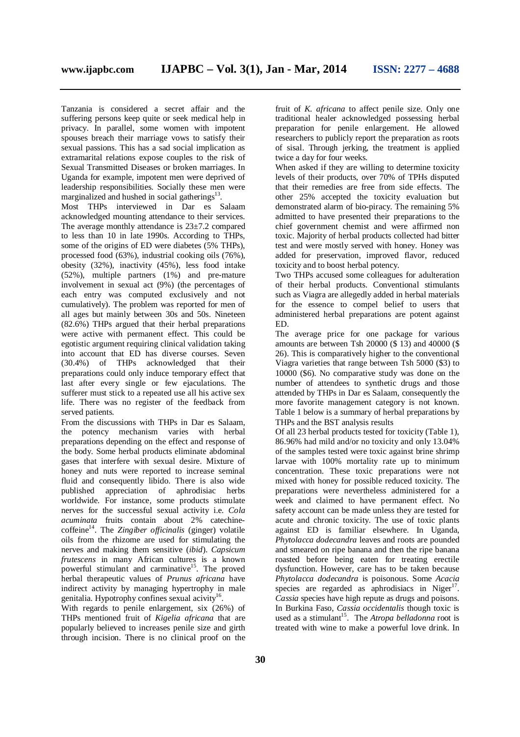Tanzania is considered a secret affair and the suffering persons keep quite or seek medical help in privacy. In parallel, some women with impotent spouses breach their marriage vows to satisfy their sexual passions. This has a sad social implication as extramarital relations expose couples to the risk of Sexual Transmitted Diseases or broken marriages. In Uganda for example, impotent men were deprived of leadership responsibilities. Socially these men were marginalized and hushed in social gatherings[13].

Most THPs interviewed in Dar es Salaam acknowledged mounting attendance to their services. The average monthly attendance is 23±7.2 compared to less than 10 in late 1990s. According to THPs, some of the origins of ED were diabetes (5% THPs), processed food (63%), industrial cooking oils (76%), obesity (32%), inactivity (45%), less food intake (52%), multiple partners (1%) and pre-mature involvement in sexual act (9%) (the percentages of each entry was computed exclusively and not cumulatively). The problem was reported for men of all ages but mainly between 30s and 50s. Nineteen (82.6%) THPs argued that their herbal preparations were active with permanent effect. This could be egotistic argument requiring clinical validation taking into account that ED has diverse courses. Seven (30.4%) of THPs acknowledged that their preparations could only induce temporary effect that last after every single or few ejaculations. The sufferer must stick to a repeated use all his active sex life. There was no register of the feedback from served patients.

From the discussions with THPs in Dar es Salaam, the potency mechanism varies with herbal preparations depending on the effect and response of the body. Some herbal products eliminate abdominal gases that interfere with sexual desire. Mixture of honey and nuts were reported to increase seminal fluid and consequently libido. There is also wide published appreciation of aphrodisiac herbs worldwide. For instance, some products stimulate nerves for the successful sexual activity i.e. *Cola acuminata* fruits contain about 2% catechine-coffeine[14]. The *Zingiber officinalis* (ginger) volatile oils from the rhizome are used for stimulating the nerves and making them sensitive (*ibid*). *Capsicum frutescens* in many African cultures is a known powerful stimulant and carminative[15]. The proved herbal therapeutic values of *Prunus africana* have indirect activity by managing hypertrophy in male genitalia. Hypotrophy confines sexual acivity[16].

With regards to penile enlargement, six (26%) of THPs mentioned fruit of *Kigelia africana* that are popularly believed to increases penile size and girth through incision. There is no clinical proof on the fruit of *K. africana* to affect penile size. Only one traditional healer acknowledged possessing herbal preparation for penile enlargement. He allowed researchers to publicly report the preparation as roots of sisal. Through jerking, the treatment is applied twice a day for four weeks.

When asked if they are willing to determine toxicity levels of their products, over 70% of TPHs disputed that their remedies are free from side effects. The other 25% accepted the toxicity evaluation but demonstrated alarm of bio-piracy. The remaining 5% admitted to have presented their preparations to the chief government chemist and were affirmed non toxic. Majority of herbal products collected had bitter test and were mostly served with honey. Honey was added for preservation, improved flavor, reduced toxicity and to boost herbal potency.

Two THPs accused some colleagues for adulteration of their herbal products. Conventional stimulants such as Viagra are allegedly added in herbal materials for the essence to compel belief to users that administered herbal preparations are potent against ED.

The average price for one package for various amounts are between Tsh 20000 ($ 13) and 40000 ($ 26). This is comparatively higher to the conventional Viagra varieties that range between Tsh 5000 ($3) to 10000 ($6). No comparative study was done on the number of attendees to synthetic drugs and those attended by THPs in Dar es Salaam, consequently the more favorite management category is not known. Table 1 below is a summary of herbal preparations by THPs and the BST analysis results

Of all 23 herbal products tested for toxicity (Table 1), 86.96% had mild and/or no toxicity and only 13.04% of the samples tested were toxic against brine shrimp larvae with 100% mortality rate up to minimum concentration. These toxic preparations were not mixed with honey for possible reduced toxicity. The preparations were nevertheless administered for a week and claimed to have permanent effect. No safety account can be made unless they are tested for acute and chronic toxicity. The use of toxic plants against ED is familiar elsewhere. In Uganda, *Phytolacca dodecandra* leaves and roots are pounded and smeared on ripe banana and then the ripe banana roasted before being eaten for treating erectile dysfunction. However, care has to be taken because *Phytolacca dodecandra* is poisonous. Some *Acacia* species are regarded as aphrodisiacs in Niger[17]. *Cassia* species have high repute as drugs and poisons. In Burkina Faso, *Cassia occidentalis* though toxic is used as a stimulant[15]. The *Atropa belladonna* root is treated with wine to make a powerful love drink. In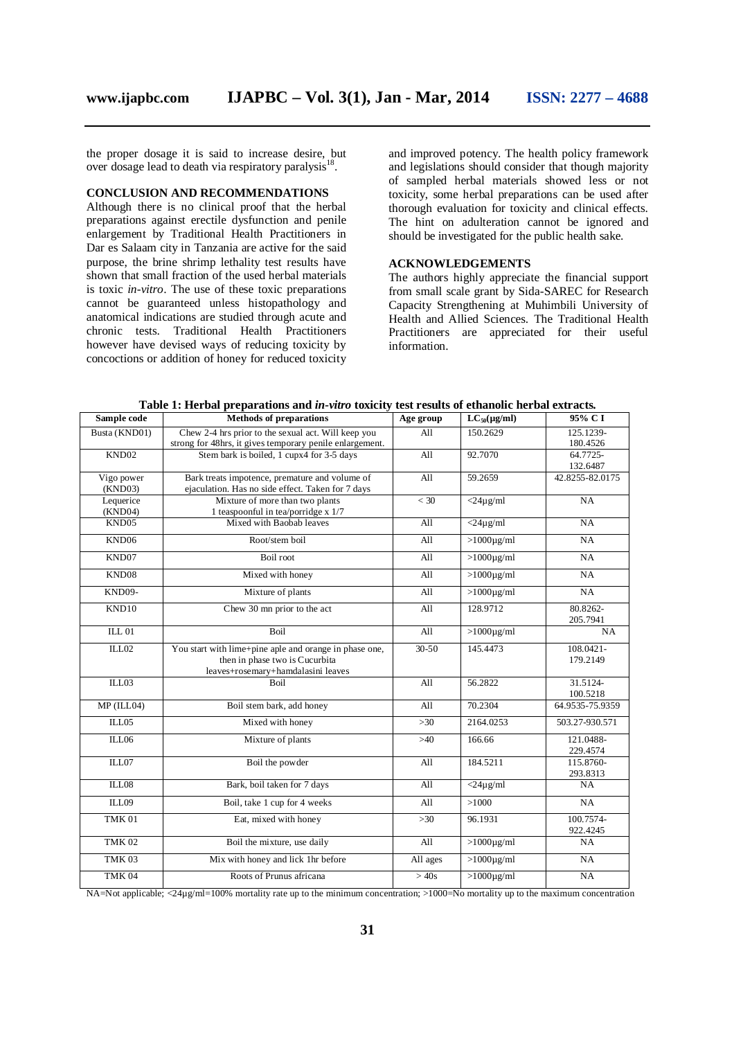the proper dosage it is said to increase desire, but over dosage lead to death via respiratory paralysis[18].

## CONCLUSION AND RECOMMENDATIONS

Although there is no clinical proof that the herbal preparations against erectile dysfunction and penile enlargement by Traditional Health Practitioners in Dar es Salaam city in Tanzania are active for the said purpose, the brine shrimp lethality test results have shown that small fraction of the used herbal materials is toxic *in-vitro*. The use of these toxic preparations cannot be guaranteed unless histopathology and anatomical indications are studied through acute and chronic tests. Traditional Health Practitioners however have devised ways of reducing toxicity by concoctions or addition of honey for reduced toxicity and improved potency. The health policy framework and legislations should consider that though majority of sampled herbal materials showed less or not toxicity, some herbal preparations can be used after thorough evaluation for toxicity and clinical effects. The hint on adulteration cannot be ignored and should be investigated for the public health sake.

## ACKNOWLEDGEMENTS

The authors highly appreciate the financial support from small scale grant by Sida-SAREC for Research Capacity Strengthening at Muhimbili University of Health and Allied Sciences. The Traditional Health Practitioners are appreciated for their useful information.

**Table 1: Herbal preparations and *in-vitro* toxicity test results of ethanolic herbal extracts.**

| Sample code | Methods of preparations | Age group | $LC_{50}$(µg/ml) | 95% C I |
|---|---|---|---|---|
| Busta (KND01) | Chew 2-4 hrs prior to the sexual act. Will keep you strong for 48hrs, it gives temporary penile enlargement. | All | 150.2629 | 125.1239-180.4526 |
| KND02 | Stem bark is boiled, 1 cupx4 for 3-5 days | All | 92.7070 | 64.7725-132.6487 |
| Vigo power (KND03) | Bark treats impotence, premature and volume of ejaculation. Has no side effect. Taken for 7 days | All | 59.2659 | 42.8255-82.0175 |
| Lequerice (KND04) | Mixture of more than two plants 1 teaspoonful in tea/porridge x 1/7 | < 30 | <24µg/ml | NA |
| KND05 | Mixed with Baobab leaves | All | <24µg/ml | NA |
| KND06 | Root/stem boil | All | >1000µg/ml | NA |
| KND07 | Boil root | All | >1000µg/ml | NA |
| KND08 | Mixed with honey | All | >1000µg/ml | NA |
| KND09- | Mixture of plants | All | >1000µg/ml | NA |
| KND10 | Chew 30 mn prior to the act | All | 128.9712 | 80.8262-205.7941 |
| ILL 01 | Boil | All | >1000µg/ml | NA |
| ILL02 | You start with lime+pine aple and orange in phase one, then in phase two is Cucurbita leaves+rosemary+hamdalasini leaves | 30-50 | 145.4473 | 108.0421-179.2149 |
| ILL03 | Boil | All | 56.2822 | 31.5124-100.5218 |
| MP (ILL04) | Boil stem bark, add honey | All | 70.2304 | 64.9535-75.9359 |
| ILL05 | Mixed with honey | >30 | 2164.0253 | 503.27-930.571 |
| ILL06 | Mixture of plants | >40 | 166.66 | 121.0488-229.4574 |
| ILL07 | Boil the powder | All | 184.5211 | 115.8760-293.8313 |
| ILL08 | Bark, boil taken for 7 days | All | <24µg/ml | NA |
| ILL09 | Boil, take 1 cup for 4 weeks | All | >1000 | NA |
| TMK 01 | Eat, mixed with honey | >30 | 96.1931 | 100.7574-922.4245 |
| TMK 02 | Boil the mixture, use daily | All | >1000µg/ml | NA |
| TMK 03 | Mix with honey and lick 1hr before | All ages | >1000µg/ml | NA |
| TMK 04 | Roots of Prunus africana | > 40s | >1000µg/ml | NA |

NA=Not applicable; <24µg/ml=100% mortality rate up to the minimum concentration; >1000=No mortality up to the maximum concentration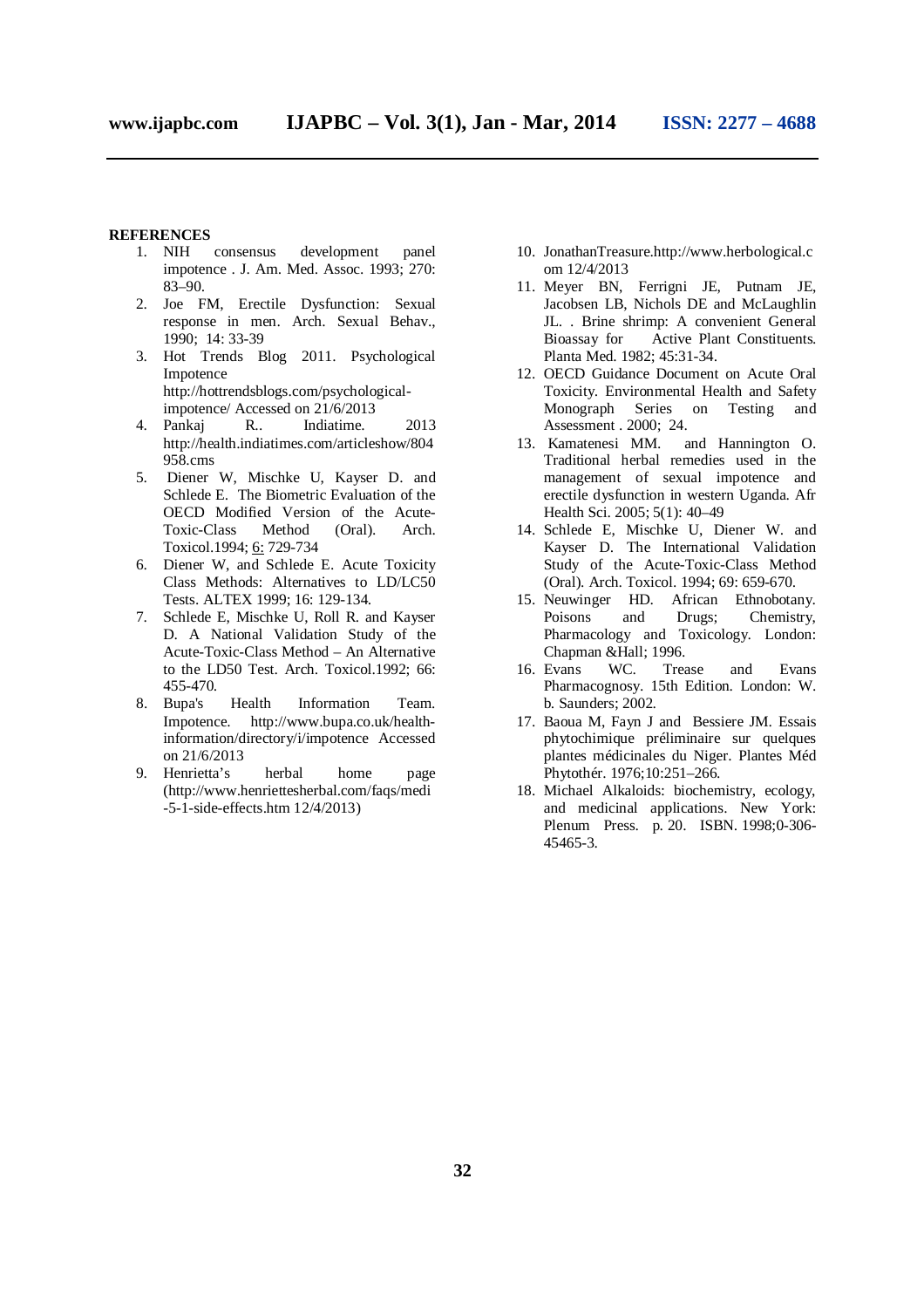## REFERENCES

1. NIH consensus development panel impotence . J. Am. Med. Assoc. 1993; 270: 83–90.
2. Joe FM, Erectile Dysfunction: Sexual response in men. Arch. Sexual Behav., 1990; 14: 33-39
3. Hot Trends Blog 2011. Psychological Impotence http://hottrendsblogs.com/psychological-impotence/ Accessed on 21/6/2013
4. Pankaj R.. Indiatime. 2013 http://health.indiatimes.com/articleshow/804958.cms
5. Diener W, Mischke U, Kayser D. and Schlede E. The Biometric Evaluation of the OECD Modified Version of the Acute-Toxic-Class Method (Oral). Arch. Toxicol.1994; 6: 729-734
6. Diener W, and Schlede E. Acute Toxicity Class Methods: Alternatives to LD/LC50 Tests. ALTEX 1999; 16: 129-134.
7. Schlede E, Mischke U, Roll R. and Kayser D. A National Validation Study of the Acute-Toxic-Class Method – An Alternative to the LD50 Test. Arch. Toxicol.1992; 66: 455-470.
8. Bupa's Health Information Team. Impotence. http://www.bupa.co.uk/health-information/directory/i/impotence Accessed on 21/6/2013
9. Henrietta's herbal home page (http://www.henriettesherbal.com/faqs/medi-5-1-side-effects.htm 12/4/2013)
10. JonathanTreasure.http://www.herbological.com 12/4/2013
11. Meyer BN, Ferrigni JE, Putnam JE, Jacobsen LB, Nichols DE and McLaughlin JL. . Brine shrimp: A convenient General Bioassay for Active Plant Constituents. Planta Med. 1982; 45:31-34.
12. OECD Guidance Document on Acute Oral Toxicity. Environmental Health and Safety Monograph Series on Testing and Assessment . 2000; 24.
13. Kamatenesi MM. and Hannington O. Traditional herbal remedies used in the management of sexual impotence and erectile dysfunction in western Uganda. Afr Health Sci. 2005; 5(1): 40–49
14. Schlede E, Mischke U, Diener W. and Kayser D. The International Validation Study of the Acute-Toxic-Class Method (Oral). Arch. Toxicol. 1994; 69: 659-670.
15. Neuwinger HD. African Ethnobotany. Poisons and Drugs; Chemistry, Pharmacology and Toxicology. London: Chapman &Hall; 1996.
16. Evans WC. Trease and Evans Pharmacognosy. 15th Edition. London: W. b. Saunders; 2002.
17. Baoua M, Fayn J and Bessiere JM. Essais phytochimique préliminaire sur quelques plantes médicinales du Niger. Plantes Méd Phytothér. 1976;10:251–266.
18. Michael Alkaloids: biochemistry, ecology, and medicinal applications. New York: Plenum Press. p. 20. ISBN. 1998;0-306-45465-3.